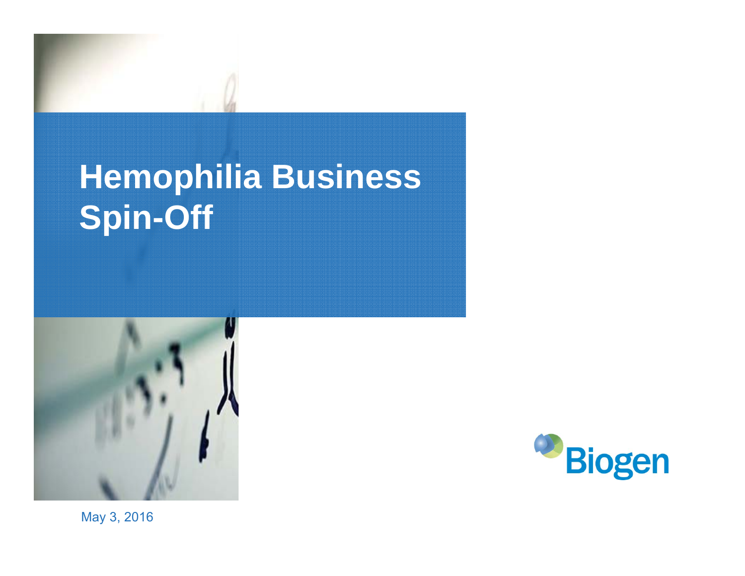# Hemophilia Business Spin-Off

May 3, 2016

Biogen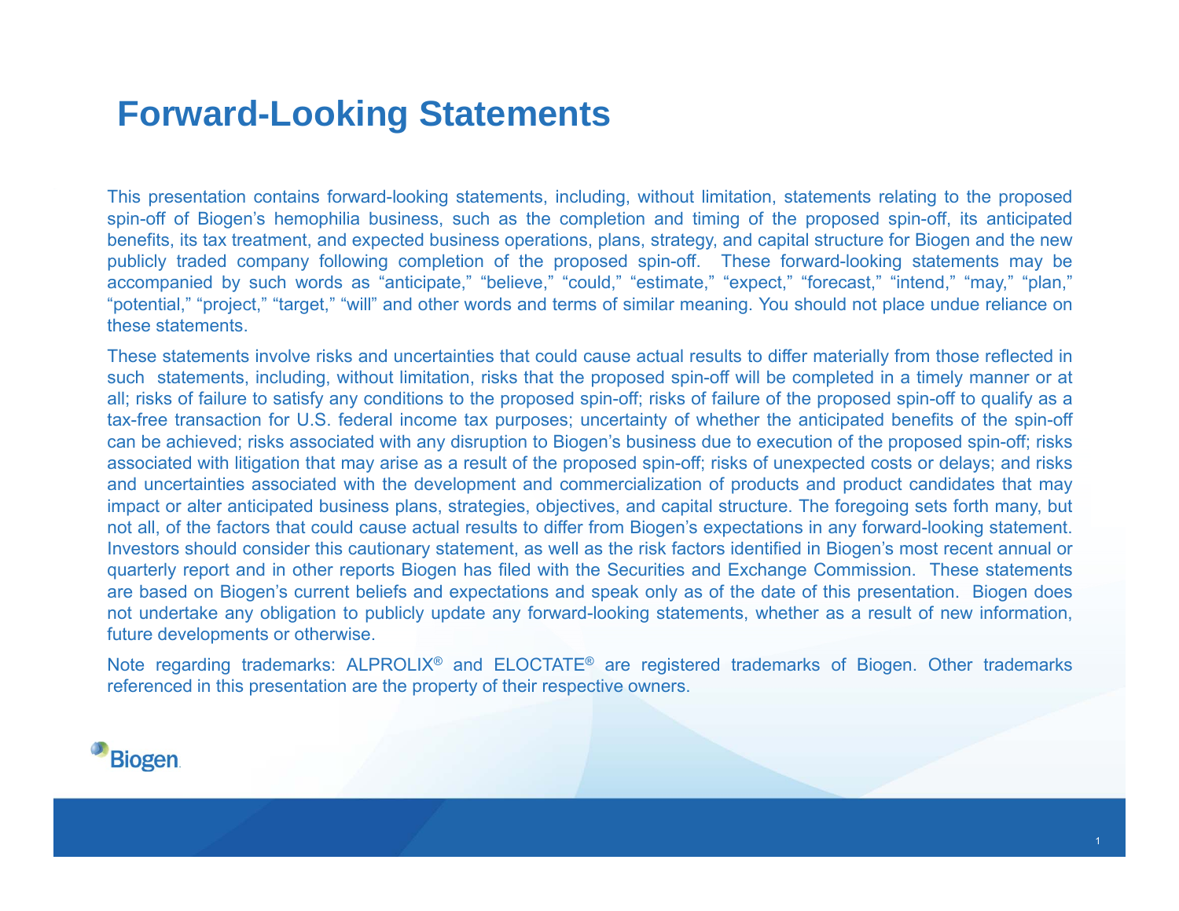# Forward-Looking Statements

This presentation contains forward-looking statements, including, without limitation, statements relating to the proposed spin-off of Biogen's hemophilia business, such as the completion and timing of the proposed spin-off, its anticipated benefits, its tax treatment, and expected business operations, plans, strategy, and capital structure for Biogen and the new publicly traded company following completion of the proposed spin-off. These forward-looking statements may be accompanied by such words as "anticipate," "believe," "could," "estimate," "expect," "forecast," "intend," "may," "plan," "potential," "project," "target," "will" and other words and terms of similar meaning. You should not place undue reliance on these statements.

These statements involve risks and uncertainties that could cause actual results to differ materially from those reflected in such statements, including, without limitation, risks that the proposed spin-off will be completed in a timely manner or at all; risks of failure to satisfy any conditions to the proposed spin-off; risks of failure of the proposed spin-off to qualify as a tax-free transaction for U.S. federal income tax purposes; uncertainty of whether the anticipated benefits of the spin-off can be achieved; risks associated with any disruption to Biogen's business due to execution of the proposed spin-off; risks associated with litigation that may arise as a result of the proposed spin-off; risks of unexpected costs or delays; and risks and uncertainties associated with the development and commercialization of products and product candidates that may impact or alter anticipated business plans, strategies, objectives, and capital structure. The foregoing sets forth many, but not all, of the factors that could cause actual results to differ from Biogen's expectations in any forward-looking statement. Investors should consider this cautionary statement, as well as the risk factors identified in Biogen's most recent annual or quarterly report and in other reports Biogen has filed with the Securities and Exchange Commission. These statements are based on Biogen's current beliefs and expectations and speak only as of the date of this presentation. Biogen does not undertake any obligation to publicly update any forward-looking statements, whether as a result of new information, future developments or otherwise.

Note regarding trademarks: ALPROLIX® and ELOCTATE® are registered trademarks of Biogen. Other trademarks referenced in this presentation are the property of their respective owners.

Biogen.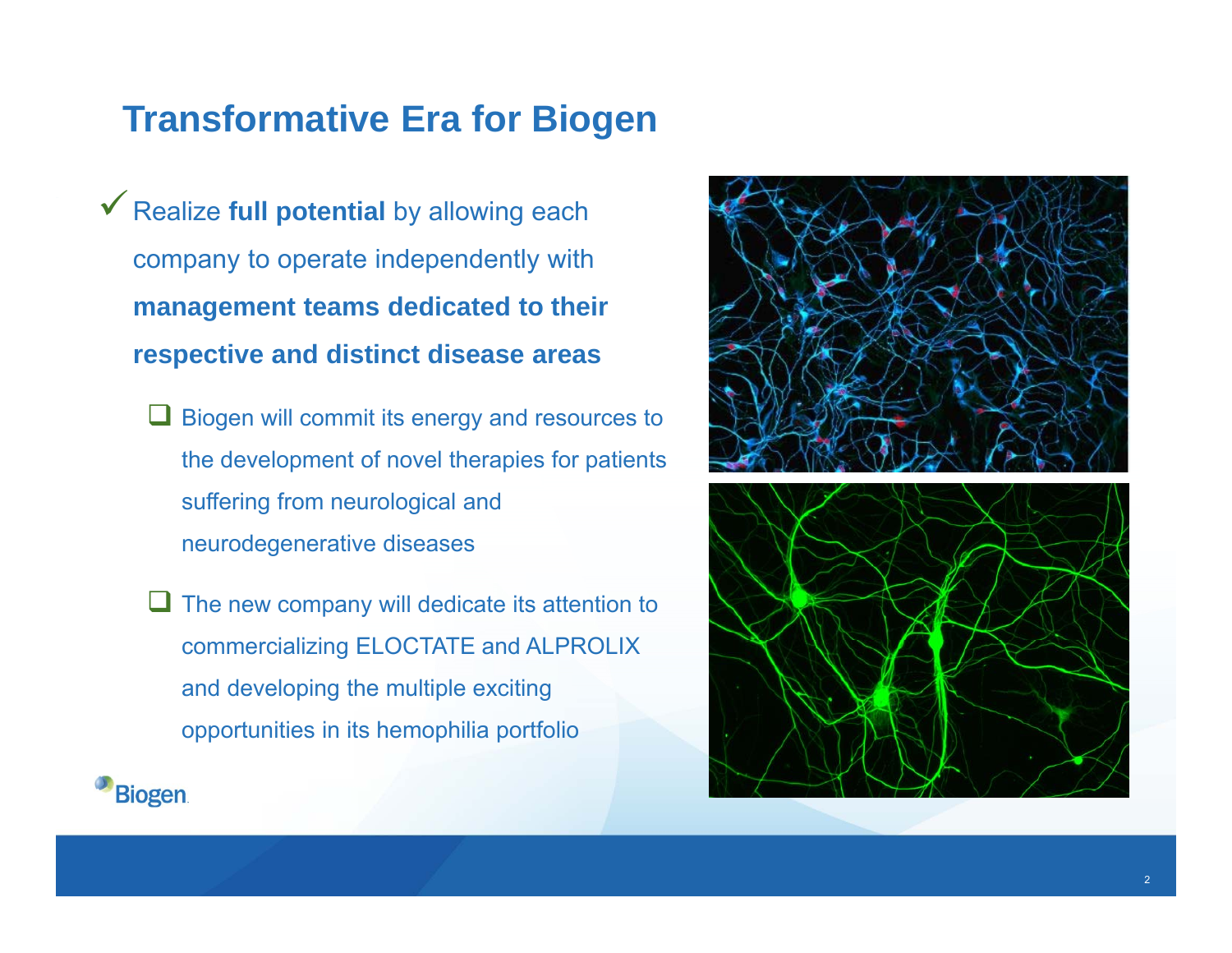# Transformative Era for Biogen

- ✓ Realize **full potential** by allowing each company to operate independently with **management teams dedicated to their respective and distinct disease areas**
  - ❑ Biogen will commit its energy and resources to the development of novel therapies for patients suffering from neurological and neurodegenerative diseases
  - ❑ The new company will dedicate its attention to commercializing ELOCTATE and ALPROLIX and developing the multiple exciting opportunities in its hemophilia portfolio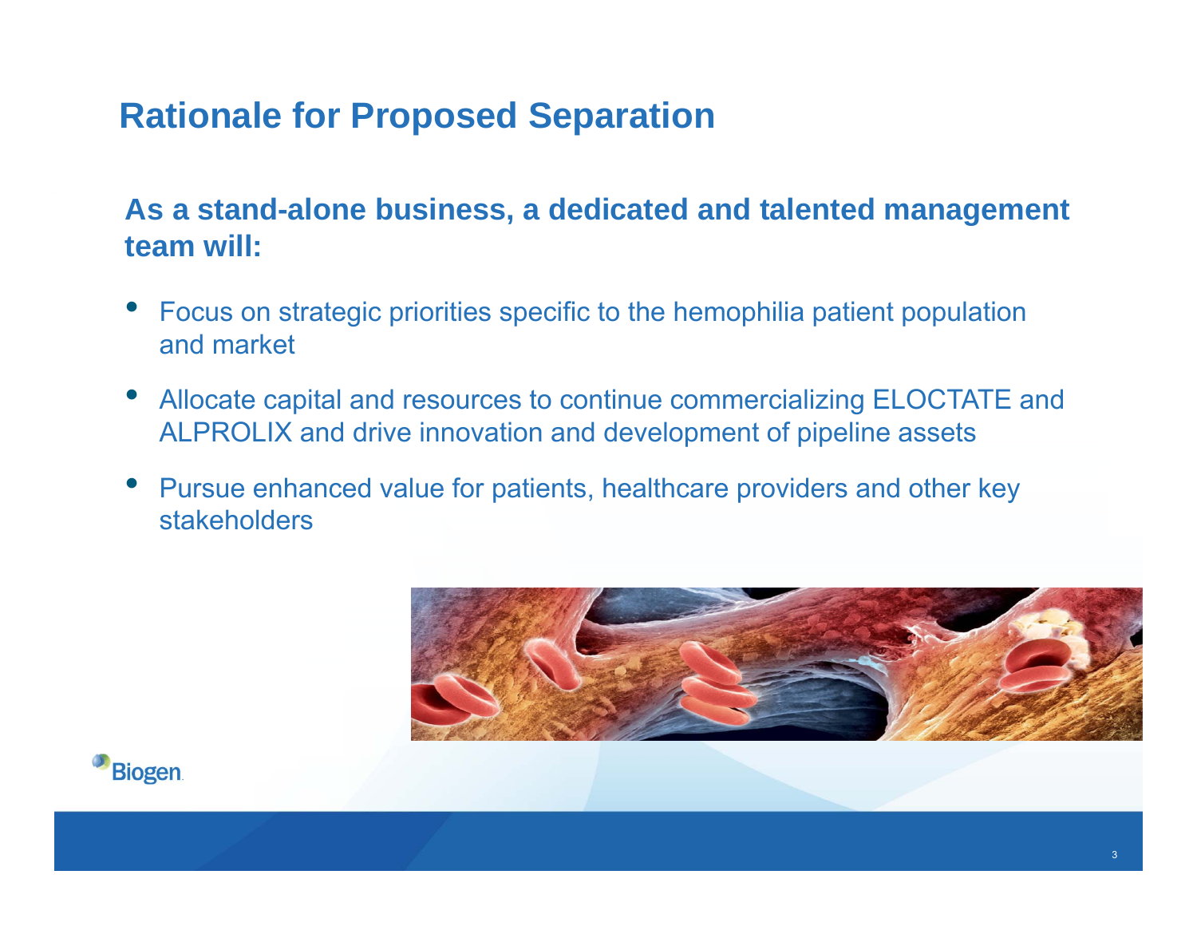# Rationale for Proposed Separation

**As a stand-alone business, a dedicated and talented management team will:**

- Focus on strategic priorities specific to the hemophilia patient population and market
- Allocate capital and resources to continue commercializing ELOCTATE and ALPROLIX and drive innovation and development of pipeline assets
- Pursue enhanced value for patients, healthcare providers and other key stakeholders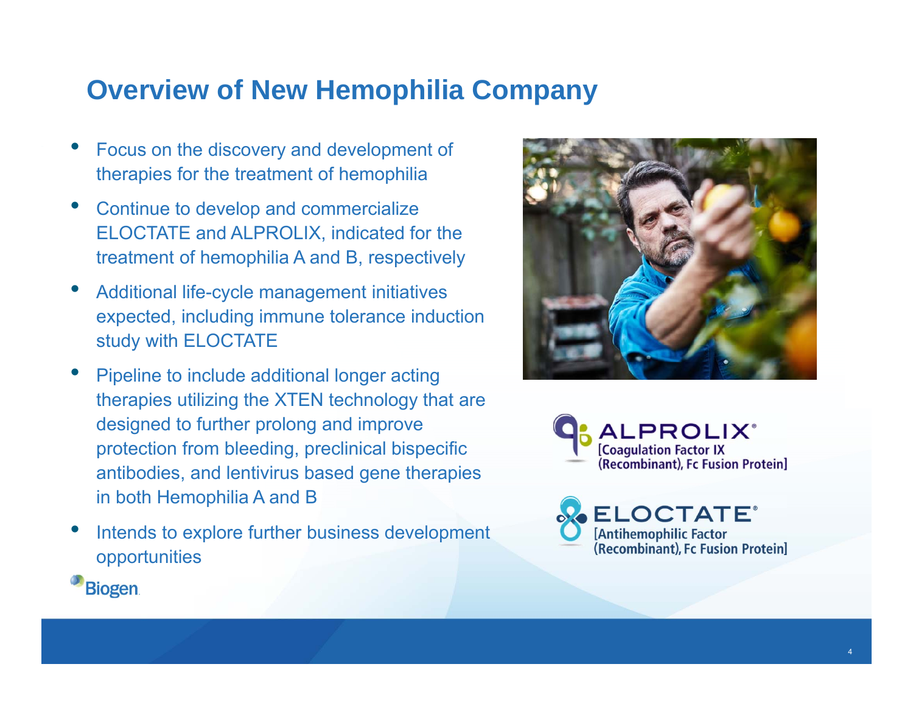# Overview of New Hemophilia Company

- Focus on the discovery and development of therapies for the treatment of hemophilia
- Continue to develop and commercialize ELOCTATE and ALPROLIX, indicated for the treatment of hemophilia A and B, respectively
- Additional life-cycle management initiatives expected, including immune tolerance induction study with ELOCTATE
- Pipeline to include additional longer acting therapies utilizing the XTEN technology that are designed to further prolong and improve protection from bleeding, preclinical bispecific antibodies, and lentivirus based gene therapies in both Hemophilia A and B
- Intends to explore further business development opportunities

ALPROLIX® [Coagulation Factor IX (Recombinant), Fc Fusion Protein]

ELOCTATE® [Antihemophilic Factor (Recombinant), Fc Fusion Protein]

Biogen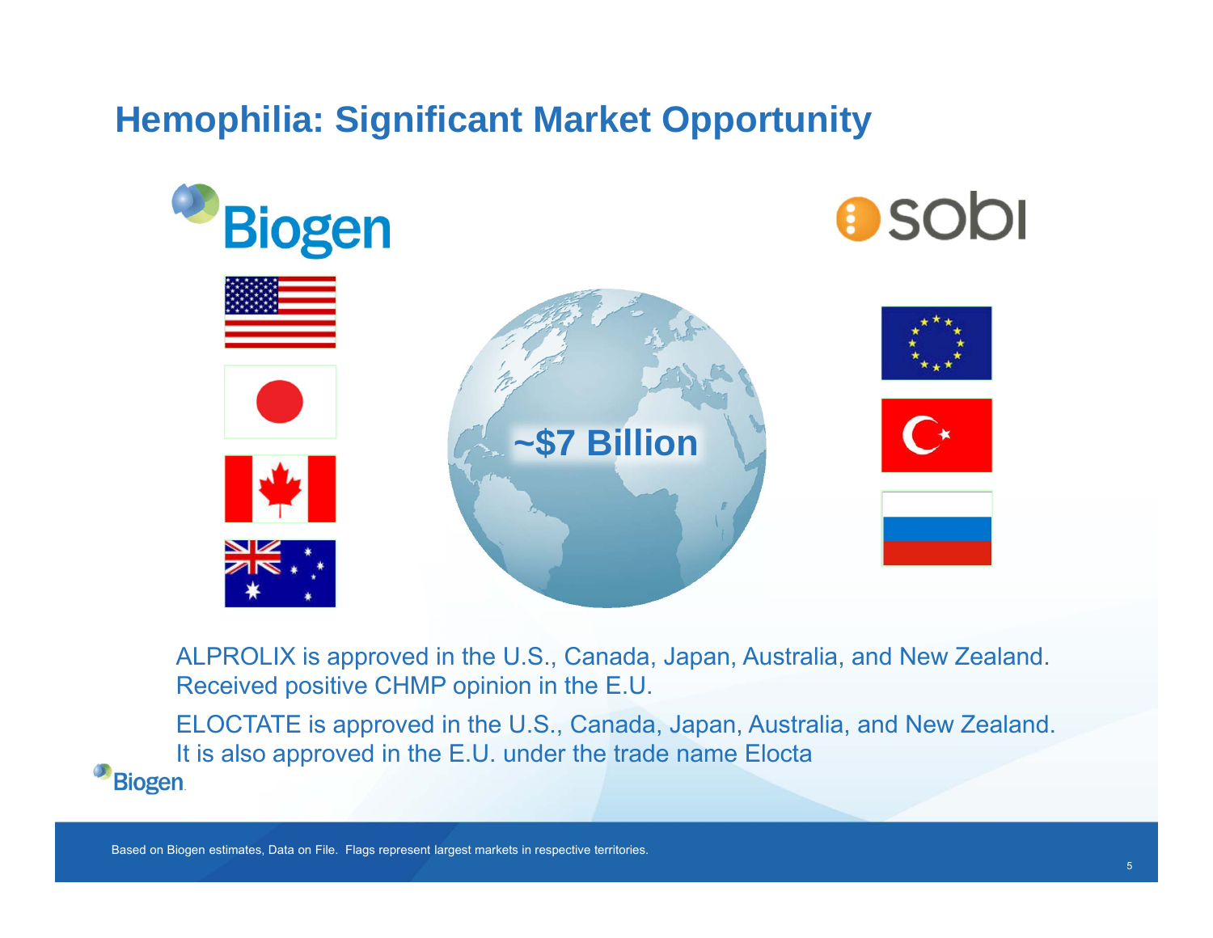# Hemophilia: Significant Market Opportunity

Biogen

sobi

~$7 Billion

ALPROLIX is approved in the U.S., Canada, Japan, Australia, and New Zealand. Received positive CHMP opinion in the E.U.

ELOCTATE is approved in the U.S., Canada, Japan, Australia, and New Zealand. It is also approved in the E.U. under the trade name Elocta

Based on Biogen estimates, Data on File. Flags represent largest markets in respective territories.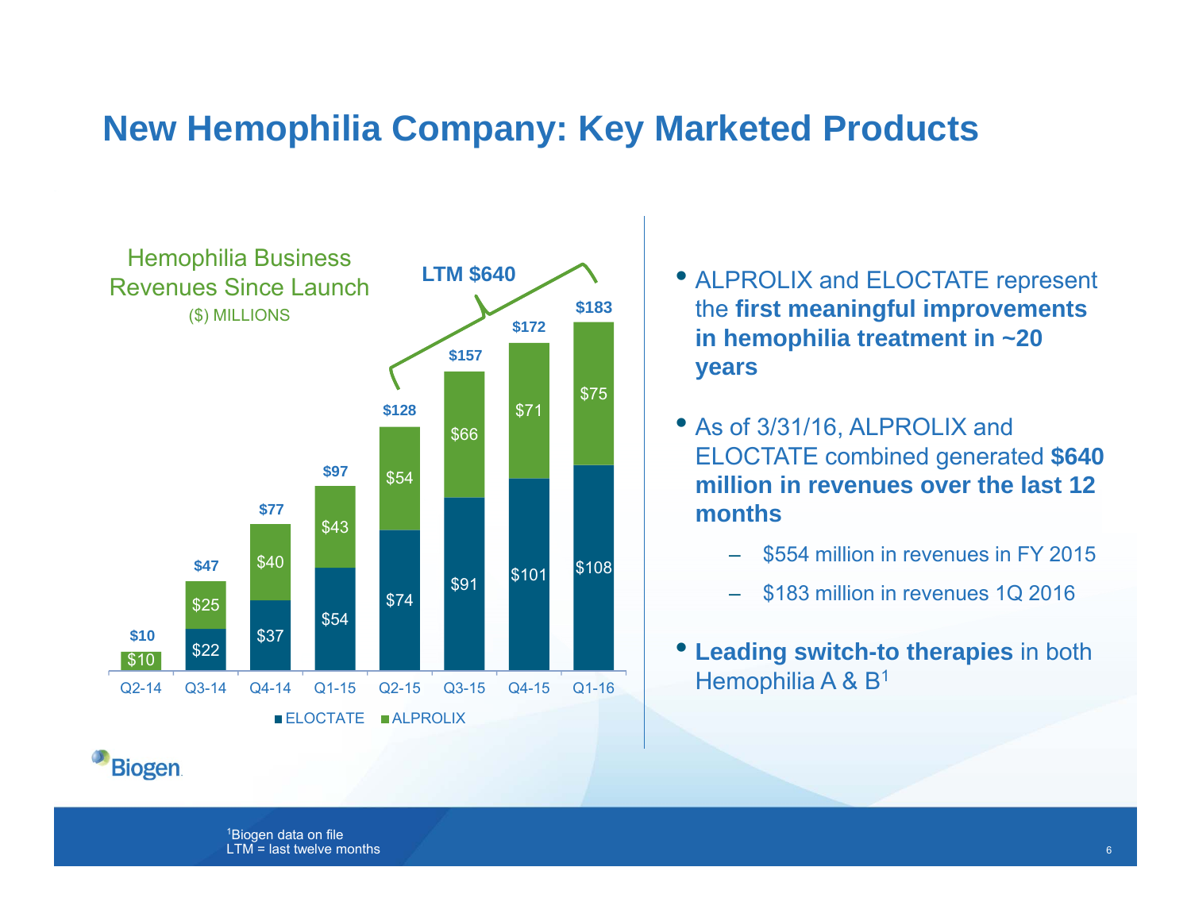# New Hemophilia Company: Key Marketed Products

**Hemophilia Business Revenues Since Launch**
($) MILLIONS

LTM $640

| Quarter | ELOCTATE | ALPROLIX | Total |
|---|---|---|---|
| Q2-14 | | $10 | $10 |
| Q3-14 | $22 | $25 | $47 |
| Q4-14 | $37 | $40 | $77 |
| Q1-15 | $54 | $43 | $97 |
| Q2-15 | $74 | $54 | $128 |
| Q3-15 | $91 | $66 | $157 |
| Q4-15 | $101 | $71 | $172 |
| Q1-16 | $108 | $75 | $183 |

- ALPROLIX and ELOCTATE represent the **first meaningful improvements in hemophilia treatment in ~20 years**
- As of 3/31/16, ALPROLIX and ELOCTATE combined generated **$640 million in revenues over the last 12 months**
  - $554 million in revenues in FY 2015
  - $183 million in revenues 1Q 2016
- **Leading switch-to therapies** in both Hemophilia A & B[1]

Biogen

[1]Biogen data on file
LTM = last twelve months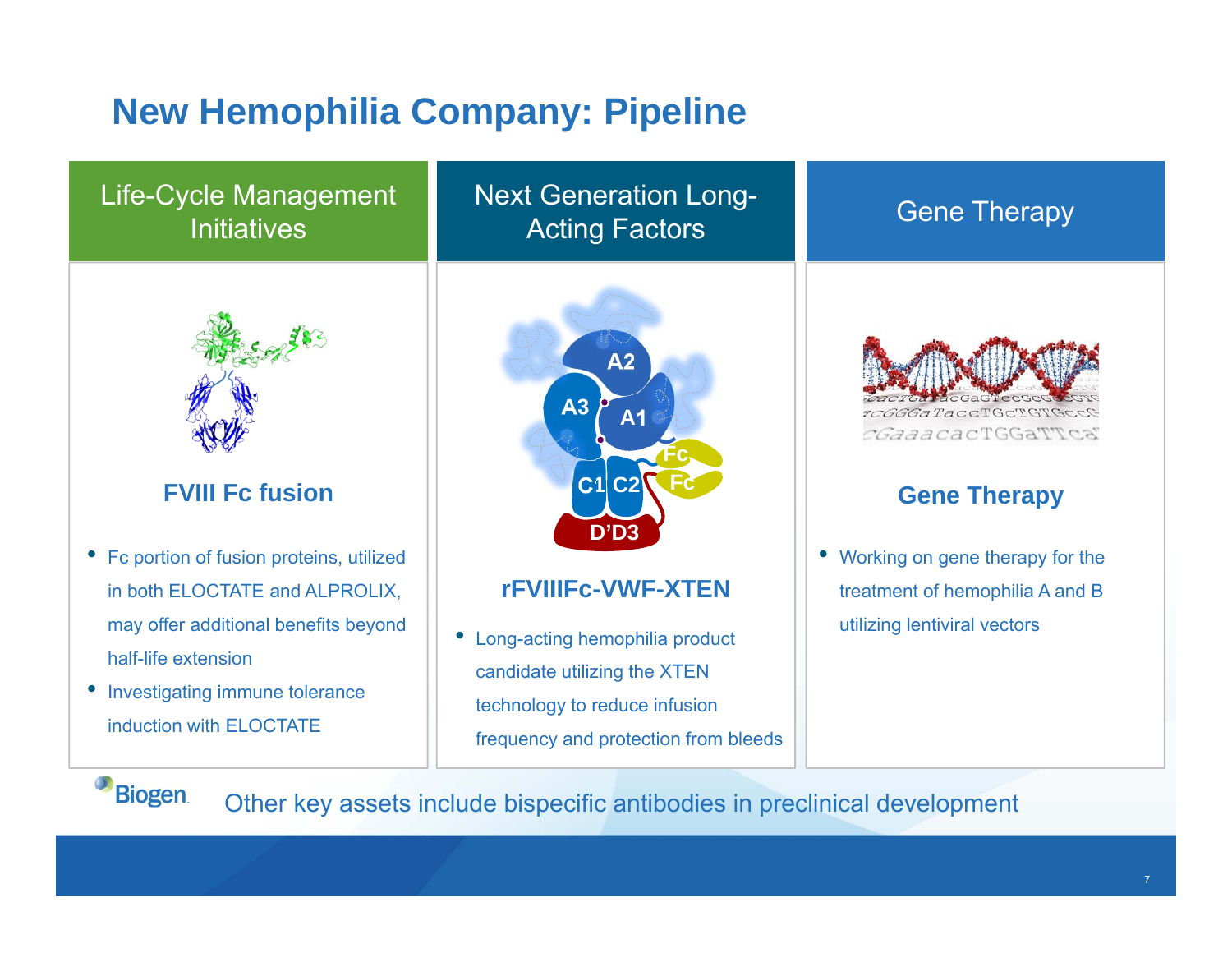# New Hemophilia Company: Pipeline

## Life-Cycle Management Initiatives

### FVIII Fc fusion

- Fc portion of fusion proteins, utilized in both ELOCTATE and ALPROLIX, may offer additional benefits beyond half-life extension
- Investigating immune tolerance induction with ELOCTATE

## Next Generation Long-Acting Factors

### rFVIIIFc-VWF-XTEN

- Long-acting hemophilia product candidate utilizing the XTEN technology to reduce infusion frequency and protection from bleeds

## Gene Therapy

### Gene Therapy

- Working on gene therapy for the treatment of hemophilia A and B utilizing lentiviral vectors

Other key assets include bispecific antibodies in preclinical development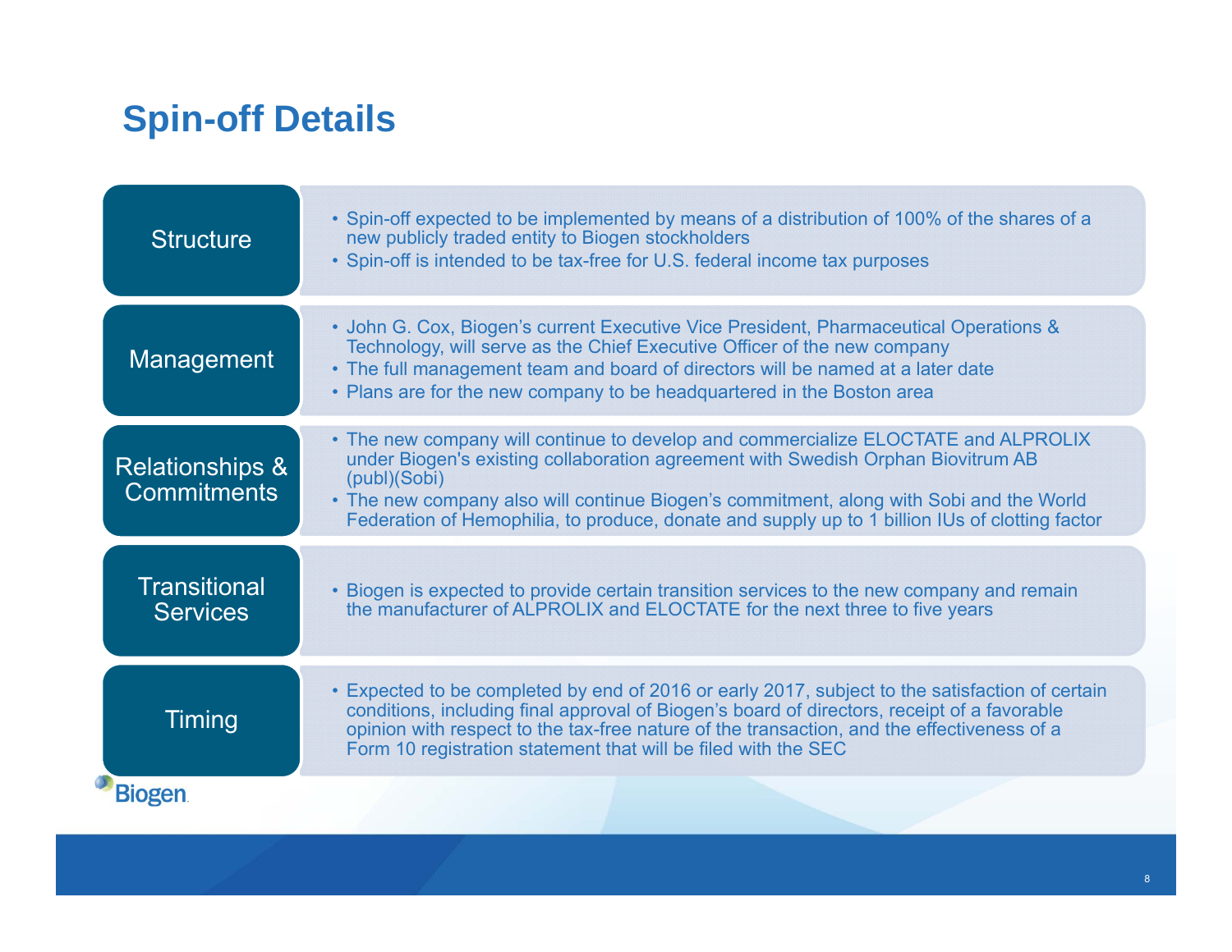# Spin-off Details

## Structure

- Spin-off expected to be implemented by means of a distribution of 100% of the shares of a new publicly traded entity to Biogen stockholders
- Spin-off is intended to be tax-free for U.S. federal income tax purposes

## Management

- John G. Cox, Biogen's current Executive Vice President, Pharmaceutical Operations & Technology, will serve as the Chief Executive Officer of the new company
- The full management team and board of directors will be named at a later date
- Plans are for the new company to be headquartered in the Boston area

## Relationships & Commitments

- The new company will continue to develop and commercialize ELOCTATE and ALPROLIX under Biogen's existing collaboration agreement with Swedish Orphan Biovitrum AB (publ)(Sobi)
- The new company also will continue Biogen's commitment, along with Sobi and the World Federation of Hemophilia, to produce, donate and supply up to 1 billion IUs of clotting factor

## Transitional Services

- Biogen is expected to provide certain transition services to the new company and remain the manufacturer of ALPROLIX and ELOCTATE for the next three to five years

## Timing

- Expected to be completed by end of 2016 or early 2017, subject to the satisfaction of certain conditions, including final approval of Biogen's board of directors, receipt of a favorable opinion with respect to the tax-free nature of the transaction, and the effectiveness of a Form 10 registration statement that will be filed with the SEC

Biogen.